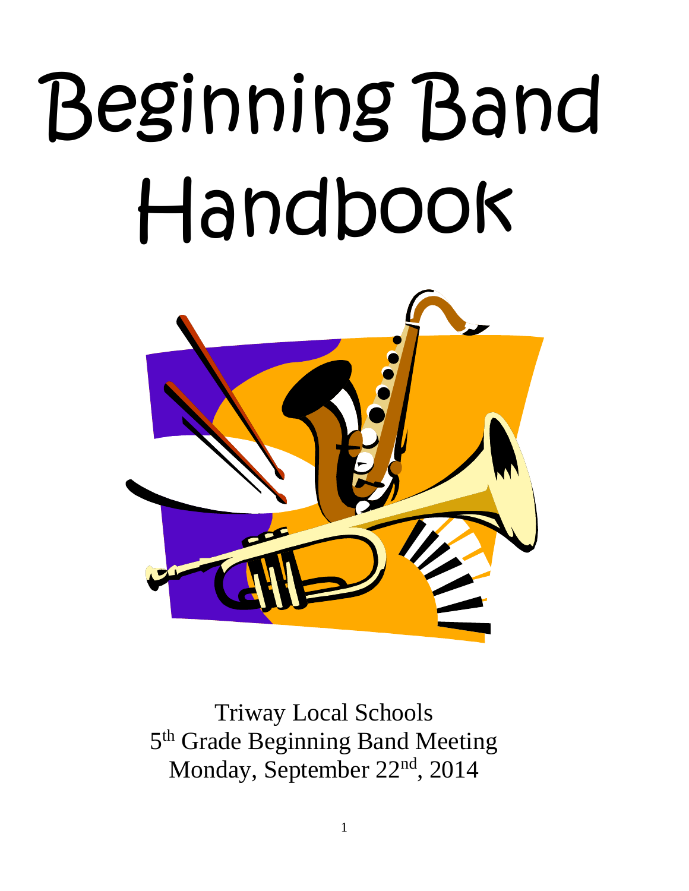# Beginning Band Handbook

Triway Local Schools
5th Grade Beginning Band Meeting
Monday, September 22nd, 2014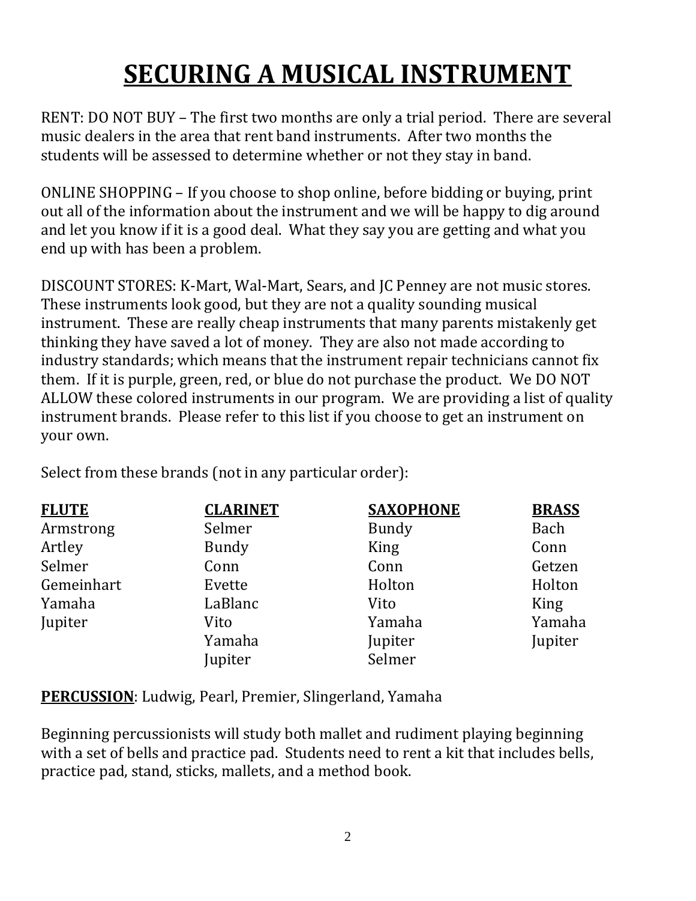# SECURING A MUSICAL INSTRUMENT

RENT: DO NOT BUY – The first two months are only a trial period. There are several music dealers in the area that rent band instruments. After two months the students will be assessed to determine whether or not they stay in band.

ONLINE SHOPPING – If you choose to shop online, before bidding or buying, print out all of the information about the instrument and we will be happy to dig around and let you know if it is a good deal. What they say you are getting and what you end up with has been a problem.

DISCOUNT STORES: K-Mart, Wal-Mart, Sears, and JC Penney are not music stores. These instruments look good, but they are not a quality sounding musical instrument. These are really cheap instruments that many parents mistakenly get thinking they have saved a lot of money. They are also not made according to industry standards; which means that the instrument repair technicians cannot fix them. If it is purple, green, red, or blue do not purchase the product. We DO NOT ALLOW these colored instruments in our program. We are providing a list of quality instrument brands. Please refer to this list if you choose to get an instrument on your own.

Select from these brands (not in any particular order):

| **FLUTE** | **CLARINET** | **SAXOPHONE** | **BRASS** |
|---|---|---|---|
| Armstrong | Selmer | Bundy | Bach |
| Artley | Bundy | King | Conn |
| Selmer | Conn | Conn | Getzen |
| Gemeinhart | Evette | Holton | Holton |
| Yamaha | LaBlanc | Vito | King |
| Jupiter | Vito | Yamaha | Yamaha |
| | Yamaha | Jupiter | Jupiter |
| | Jupiter | Selmer | |

**PERCUSSION**: Ludwig, Pearl, Premier, Slingerland, Yamaha

Beginning percussionists will study both mallet and rudiment playing beginning with a set of bells and practice pad. Students need to rent a kit that includes bells, practice pad, stand, sticks, mallets, and a method book.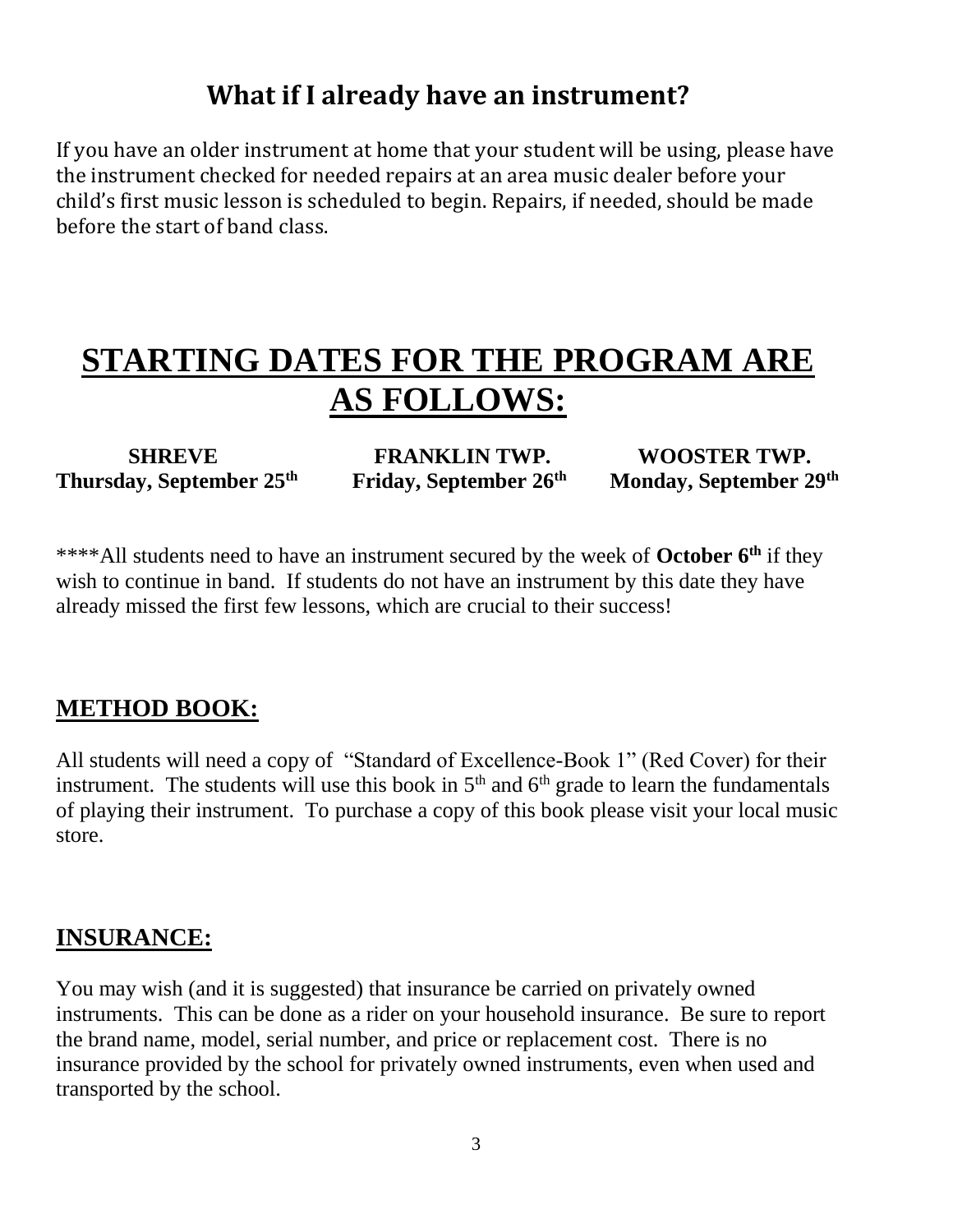## What if I already have an instrument?

If you have an older instrument at home that your student will be using, please have the instrument checked for needed repairs at an area music dealer before your child's first music lesson is scheduled to begin. Repairs, if needed, should be made before the start of band class.

# STARTING DATES FOR THE PROGRAM ARE AS FOLLOWS:

| SHREVE | FRANKLIN TWP. | WOOSTER TWP. |
|---|---|---|
| Thursday, September 25th | Friday, September 26th | Monday, September 29th |

****All students need to have an instrument secured by the week of **October 6th** if they wish to continue in band. If students do not have an instrument by this date they have already missed the first few lessons, which are crucial to their success!

## METHOD BOOK:

All students will need a copy of "Standard of Excellence-Book 1" (Red Cover) for their instrument. The students will use this book in 5th and 6th grade to learn the fundamentals of playing their instrument. To purchase a copy of this book please visit your local music store.

## INSURANCE:

You may wish (and it is suggested) that insurance be carried on privately owned instruments. This can be done as a rider on your household insurance. Be sure to report the brand name, model, serial number, and price or replacement cost. There is no insurance provided by the school for privately owned instruments, even when used and transported by the school.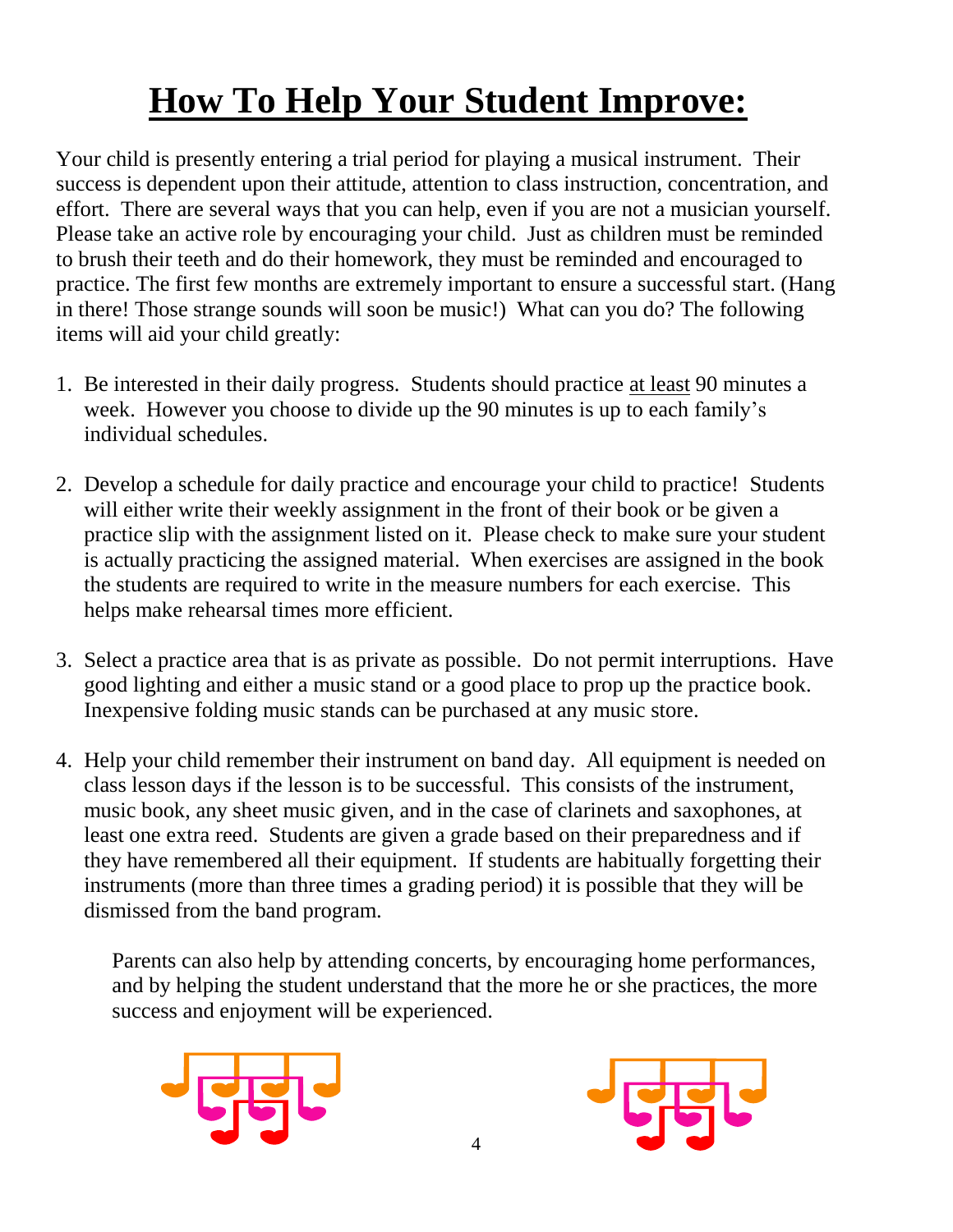# How To Help Your Student Improve:

Your child is presently entering a trial period for playing a musical instrument. Their success is dependent upon their attitude, attention to class instruction, concentration, and effort. There are several ways that you can help, even if you are not a musician yourself. Please take an active role by encouraging your child. Just as children must be reminded to brush their teeth and do their homework, they must be reminded and encouraged to practice. The first few months are extremely important to ensure a successful start. (Hang in there! Those strange sounds will soon be music!) What can you do? The following items will aid your child greatly:

1. Be interested in their daily progress. Students should practice <u>at least</u> 90 minutes a week. However you choose to divide up the 90 minutes is up to each family's individual schedules.

2. Develop a schedule for daily practice and encourage your child to practice! Students will either write their weekly assignment in the front of their book or be given a practice slip with the assignment listed on it. Please check to make sure your student is actually practicing the assigned material. When exercises are assigned in the book the students are required to write in the measure numbers for each exercise. This helps make rehearsal times more efficient.

3. Select a practice area that is as private as possible. Do not permit interruptions. Have good lighting and either a music stand or a good place to prop up the practice book. Inexpensive folding music stands can be purchased at any music store.

4. Help your child remember their instrument on band day. All equipment is needed on class lesson days if the lesson is to be successful. This consists of the instrument, music book, any sheet music given, and in the case of clarinets and saxophones, at least one extra reed. Students are given a grade based on their preparedness and if they have remembered all their equipment. If students are habitually forgetting their instruments (more than three times a grading period) it is possible that they will be dismissed from the band program.

Parents can also help by attending concerts, by encouraging home performances, and by helping the student understand that the more he or she practices, the more success and enjoyment will be experienced.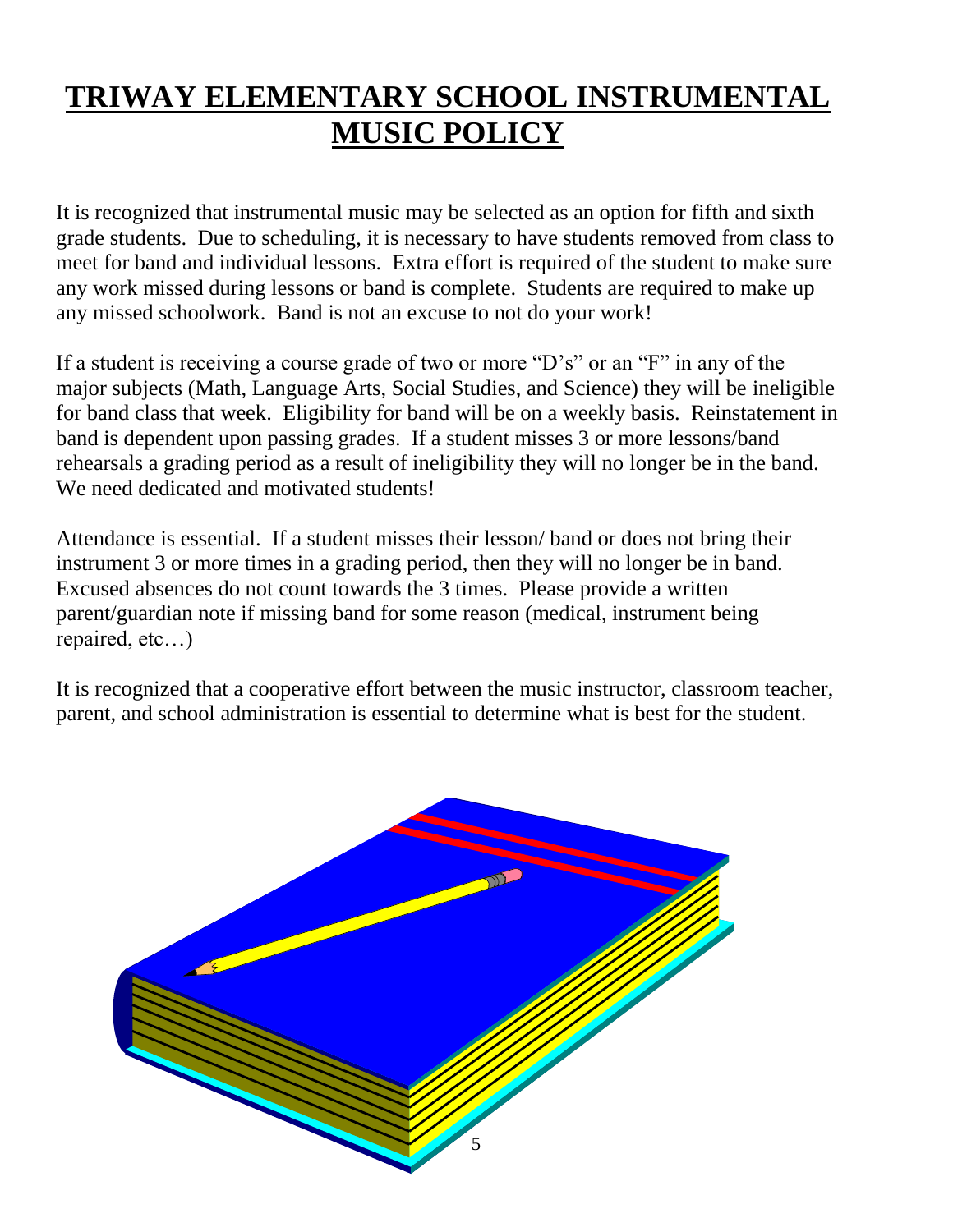# TRIWAY ELEMENTARY SCHOOL INSTRUMENTAL MUSIC POLICY

It is recognized that instrumental music may be selected as an option for fifth and sixth grade students. Due to scheduling, it is necessary to have students removed from class to meet for band and individual lessons. Extra effort is required of the student to make sure any work missed during lessons or band is complete. Students are required to make up any missed schoolwork. Band is not an excuse to not do your work!

If a student is receiving a course grade of two or more "D's" or an "F" in any of the major subjects (Math, Language Arts, Social Studies, and Science) they will be ineligible for band class that week. Eligibility for band will be on a weekly basis. Reinstatement in band is dependent upon passing grades. If a student misses 3 or more lessons/band rehearsals a grading period as a result of ineligibility they will no longer be in the band. We need dedicated and motivated students!

Attendance is essential. If a student misses their lesson/ band or does not bring their instrument 3 or more times in a grading period, then they will no longer be in band. Excused absences do not count towards the 3 times. Please provide a written parent/guardian note if missing band for some reason (medical, instrument being repaired, etc…)

It is recognized that a cooperative effort between the music instructor, classroom teacher, parent, and school administration is essential to determine what is best for the student.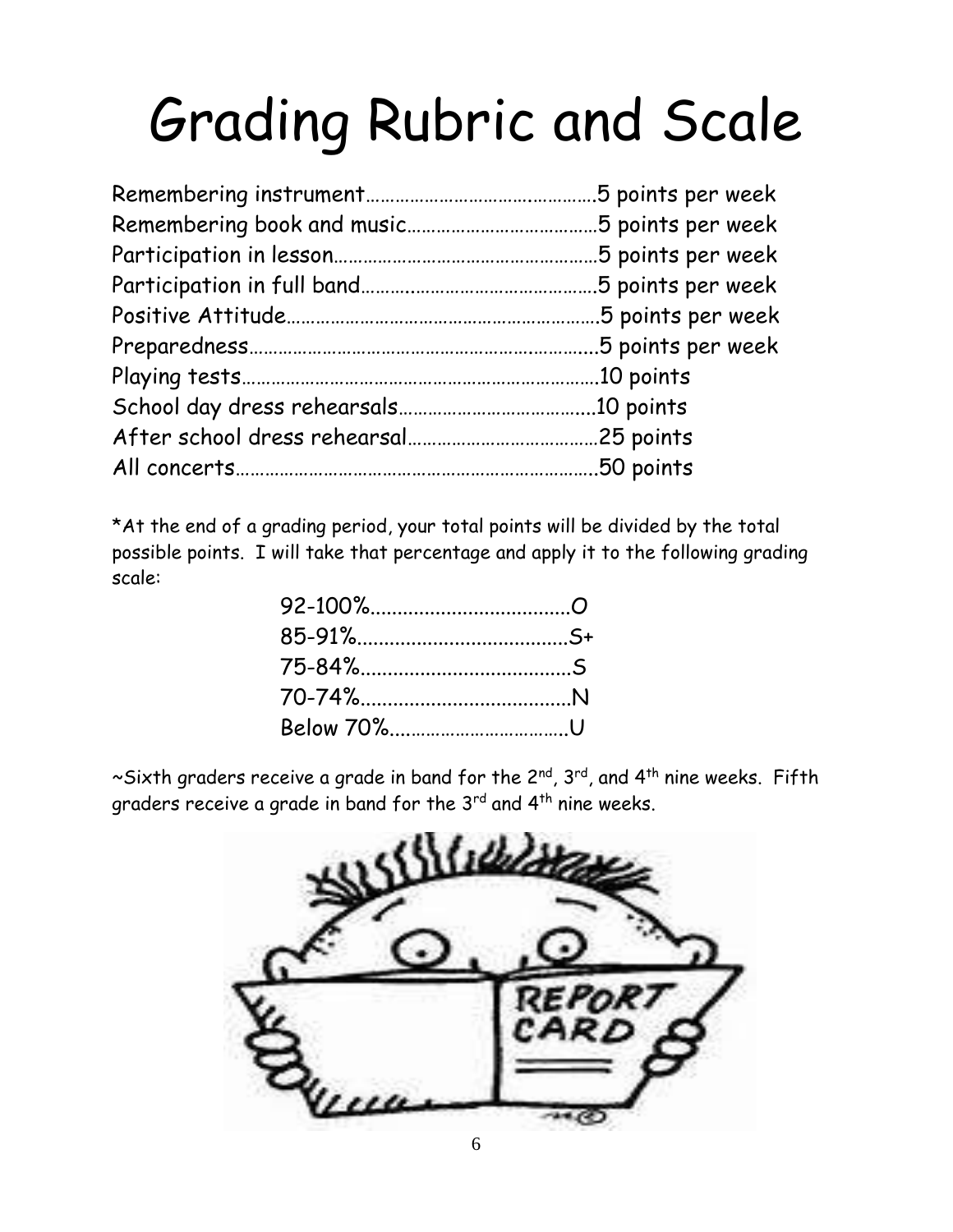# Grading Rubric and Scale

Remembering instrument……………………………………5 points per week
Remembering book and music…………………………5 points per week
Participation in lesson…………………………………5 points per week
Participation in full band…………………………………5 points per week
Positive Attitude……………………………………………5 points per week
Preparedness…………………………………………………5 points per week
Playing tests…………………………………………………10 points
School day dress rehearsals…………………………10 points
After school dress rehearsal…………………………25 points
All concerts…………………………………………………50 points

*At the end of a grading period, your total points will be divided by the total possible points. I will take that percentage and apply it to the following grading scale:

92-100%....................................O
85-91%......................................S+
75-84%......................................S
70-74%......................................N
Below 70%.................................U

~Sixth graders receive a grade in band for the 2nd, 3rd, and 4th nine weeks. Fifth graders receive a grade in band for the 3rd and 4th nine weeks.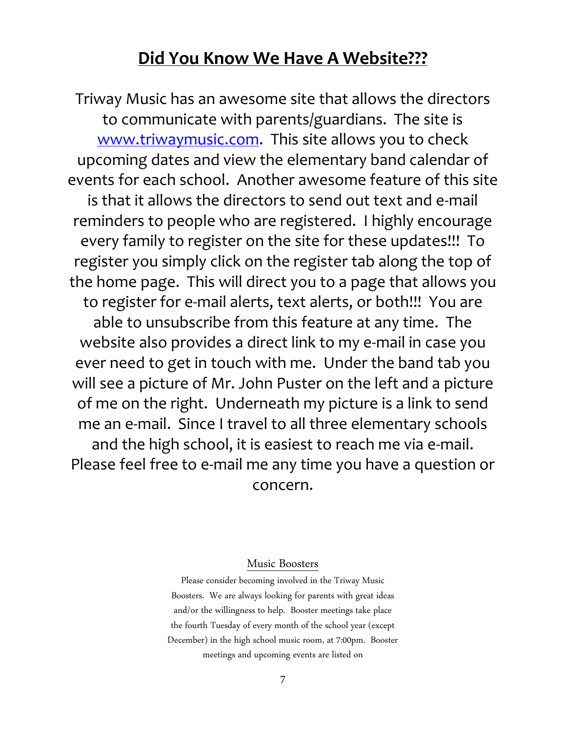## **Did You Know We Have A Website???**

Triway Music has an awesome site that allows the directors to communicate with parents/guardians. The site is www.triwaymusic.com. This site allows you to check upcoming dates and view the elementary band calendar of events for each school. Another awesome feature of this site is that it allows the directors to send out text and e-mail reminders to people who are registered. I highly encourage every family to register on the site for these updates!!! To register you simply click on the register tab along the top of the home page. This will direct you to a page that allows you to register for e-mail alerts, text alerts, or both!!! You are able to unsubscribe from this feature at any time. The website also provides a direct link to my e-mail in case you ever need to get in touch with me. Under the band tab you will see a picture of Mr. John Puster on the left and a picture of me on the right. Underneath my picture is a link to send me an e-mail. Since I travel to all three elementary schools and the high school, it is easiest to reach me via e-mail. Please feel free to e-mail me any time you have a question or concern.

### Music Boosters

Please consider becoming involved in the Triway Music Boosters. We are always looking for parents with great ideas and/or the willingness to help. Booster meetings take place the fourth Tuesday of every month of the school year (except December) in the high school music room, at 7:00pm. Booster meetings and upcoming events are listed on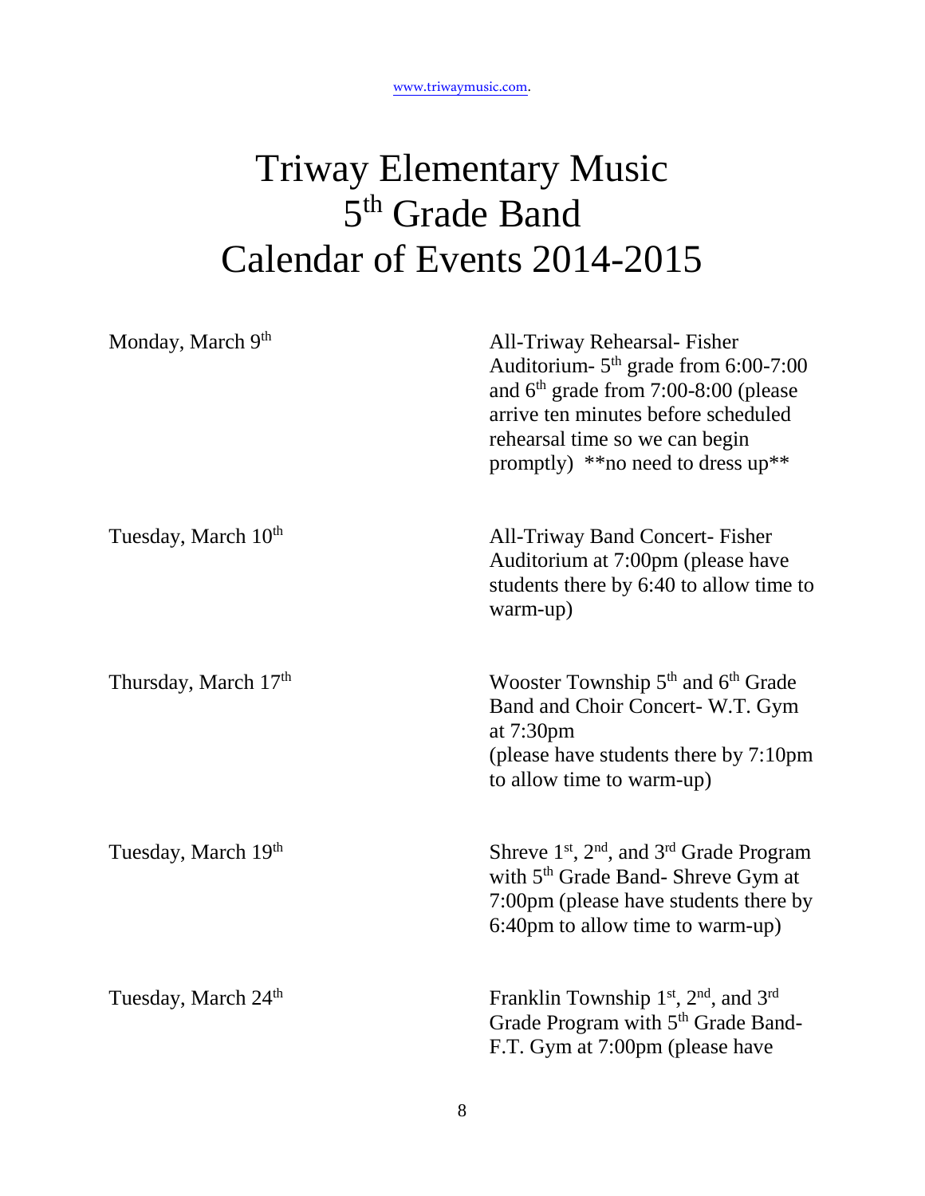www.triwaymusic.com.

# Triway Elementary Music
# 5th Grade Band
# Calendar of Events 2014-2015

| | |
|---|---|
| Monday, March 9th | All-Triway Rehearsal- Fisher Auditorium- 5th grade from 6:00-7:00 and 6th grade from 7:00-8:00 (please arrive ten minutes before scheduled rehearsal time so we can begin promptly) **no need to dress up** |
| Tuesday, March 10th | All-Triway Band Concert- Fisher Auditorium at 7:00pm (please have students there by 6:40 to allow time to warm-up) |
| Thursday, March 17th | Wooster Township 5th and 6th Grade Band and Choir Concert- W.T. Gym at 7:30pm (please have students there by 7:10pm to allow time to warm-up) |
| Tuesday, March 19th | Shreve 1st, 2nd, and 3rd Grade Program with 5th Grade Band- Shreve Gym at 7:00pm (please have students there by 6:40pm to allow time to warm-up) |
| Tuesday, March 24th | Franklin Township 1st, 2nd, and 3rd Grade Program with 5th Grade Band- F.T. Gym at 7:00pm (please have |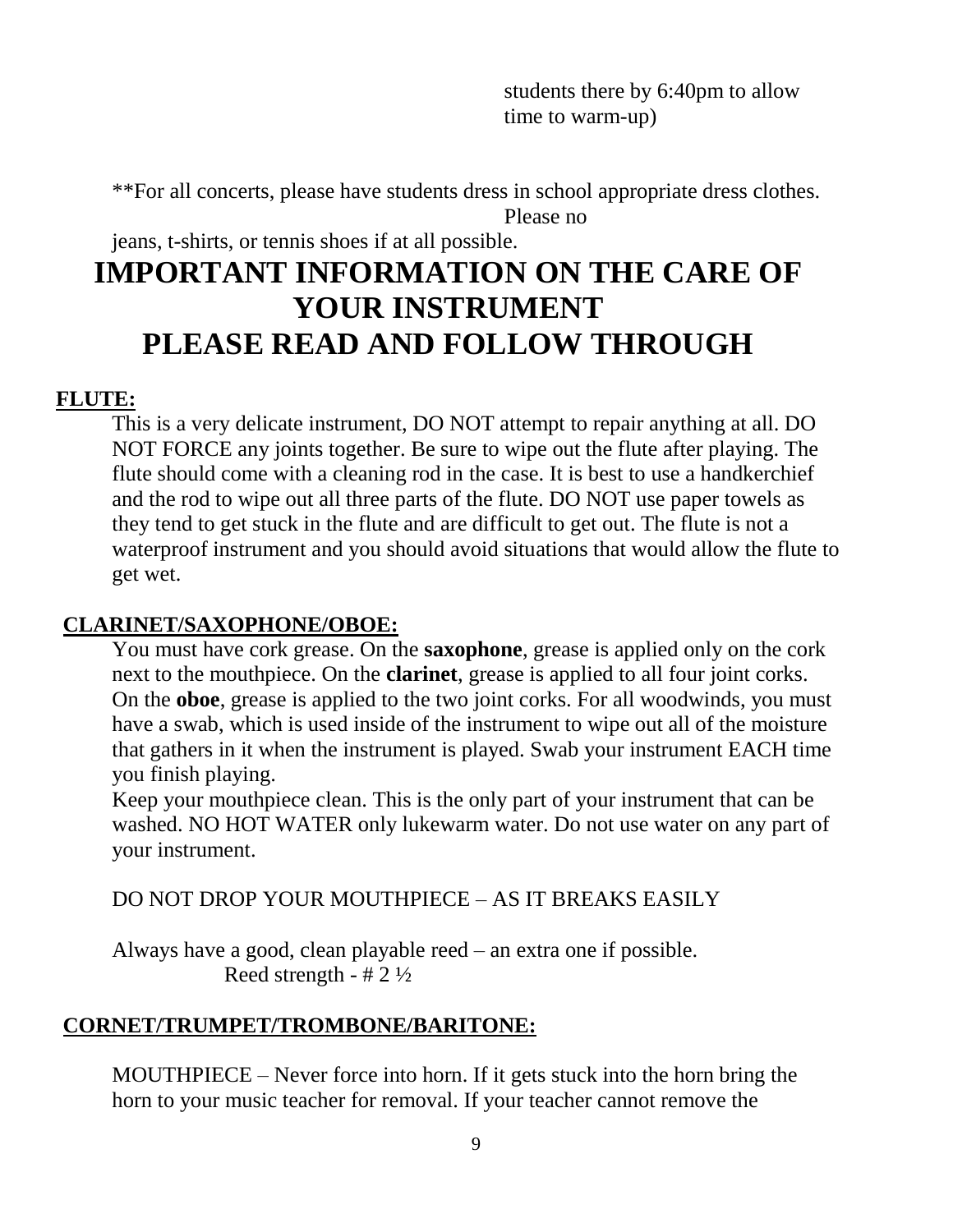students there by 6:40pm to allow time to warm-up)

**For all concerts, please have students dress in school appropriate dress clothes. Please no jeans, t-shirts, or tennis shoes if at all possible.

# IMPORTANT INFORMATION ON THE CARE OF YOUR INSTRUMENT
# PLEASE READ AND FOLLOW THROUGH

**FLUTE:**

This is a very delicate instrument, DO NOT attempt to repair anything at all. DO NOT FORCE any joints together. Be sure to wipe out the flute after playing. The flute should come with a cleaning rod in the case. It is best to use a handkerchief and the rod to wipe out all three parts of the flute. DO NOT use paper towels as they tend to get stuck in the flute and are difficult to get out. The flute is not a waterproof instrument and you should avoid situations that would allow the flute to get wet.

**CLARINET/SAXOPHONE/OBOE:**

You must have cork grease. On the **saxophone**, grease is applied only on the cork next to the mouthpiece. On the **clarinet**, grease is applied to all four joint corks. On the **oboe**, grease is applied to the two joint corks. For all woodwinds, you must have a swab, which is used inside of the instrument to wipe out all of the moisture that gathers in it when the instrument is played. Swab your instrument EACH time you finish playing.

Keep your mouthpiece clean. This is the only part of your instrument that can be washed. NO HOT WATER only lukewarm water. Do not use water on any part of your instrument.

DO NOT DROP YOUR MOUTHPIECE – AS IT BREAKS EASILY

Always have a good, clean playable reed – an extra one if possible.
Reed strength - # 2 ½

**CORNET/TRUMPET/TROMBONE/BARITONE:**

MOUTHPIECE – Never force into horn. If it gets stuck into the horn bring the horn to your music teacher for removal. If your teacher cannot remove the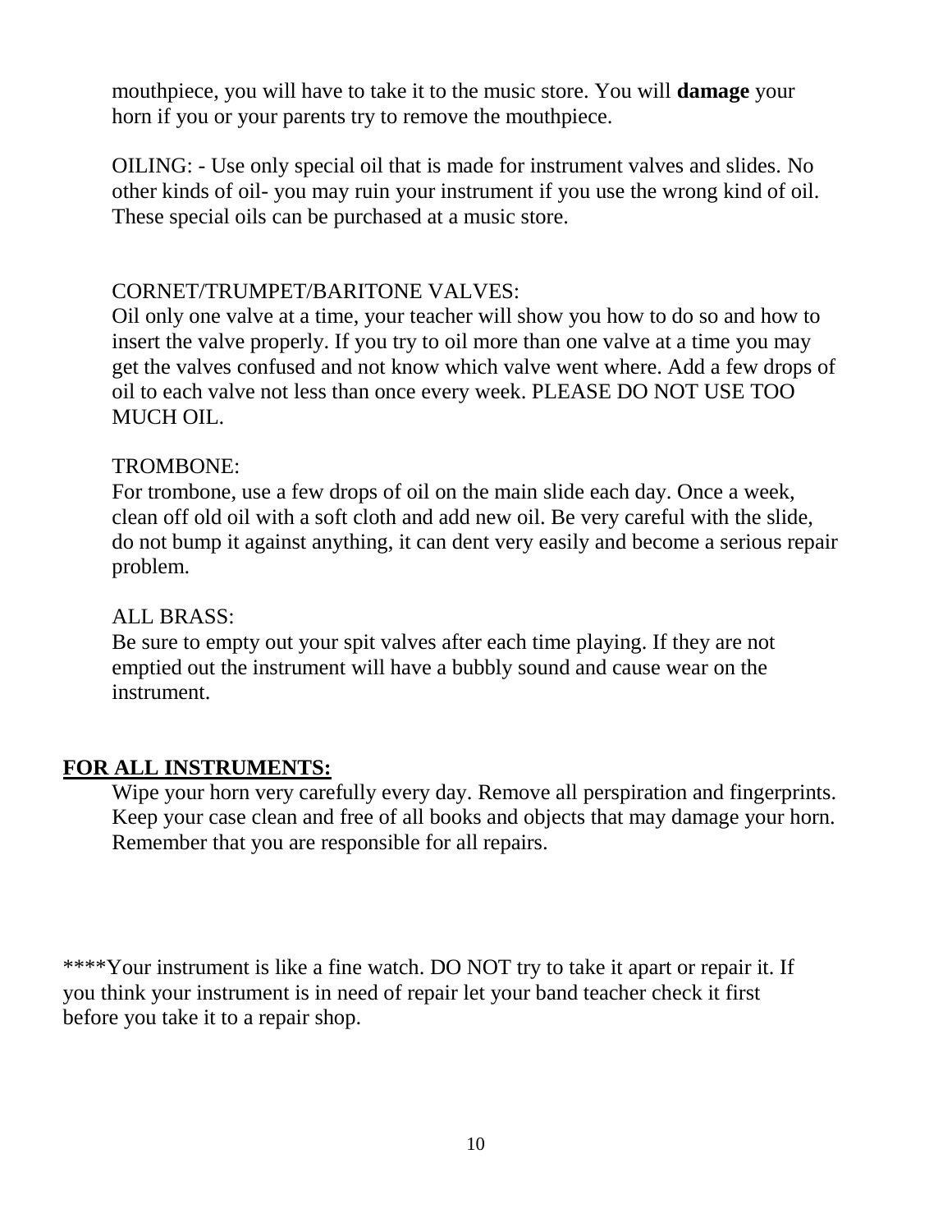mouthpiece, you will have to take it to the music store. You will **damage** your horn if you or your parents try to remove the mouthpiece.

OILING: - Use only special oil that is made for instrument valves and slides. No other kinds of oil- you may ruin your instrument if you use the wrong kind of oil. These special oils can be purchased at a music store.

CORNET/TRUMPET/BARITONE VALVES:
Oil only one valve at a time, your teacher will show you how to do so and how to insert the valve properly. If you try to oil more than one valve at a time you may get the valves confused and not know which valve went where. Add a few drops of oil to each valve not less than once every week. PLEASE DO NOT USE TOO MUCH OIL.

TROMBONE:
For trombone, use a few drops of oil on the main slide each day. Once a week, clean off old oil with a soft cloth and add new oil. Be very careful with the slide, do not bump it against anything, it can dent very easily and become a serious repair problem.

ALL BRASS:
Be sure to empty out your spit valves after each time playing. If they are not emptied out the instrument will have a bubbly sound and cause wear on the instrument.

**FOR ALL INSTRUMENTS:**

Wipe your horn very carefully every day. Remove all perspiration and fingerprints. Keep your case clean and free of all books and objects that may damage your horn. Remember that you are responsible for all repairs.

****Your instrument is like a fine watch. DO NOT try to take it apart or repair it. If you think your instrument is in need of repair let your band teacher check it first before you take it to a repair shop.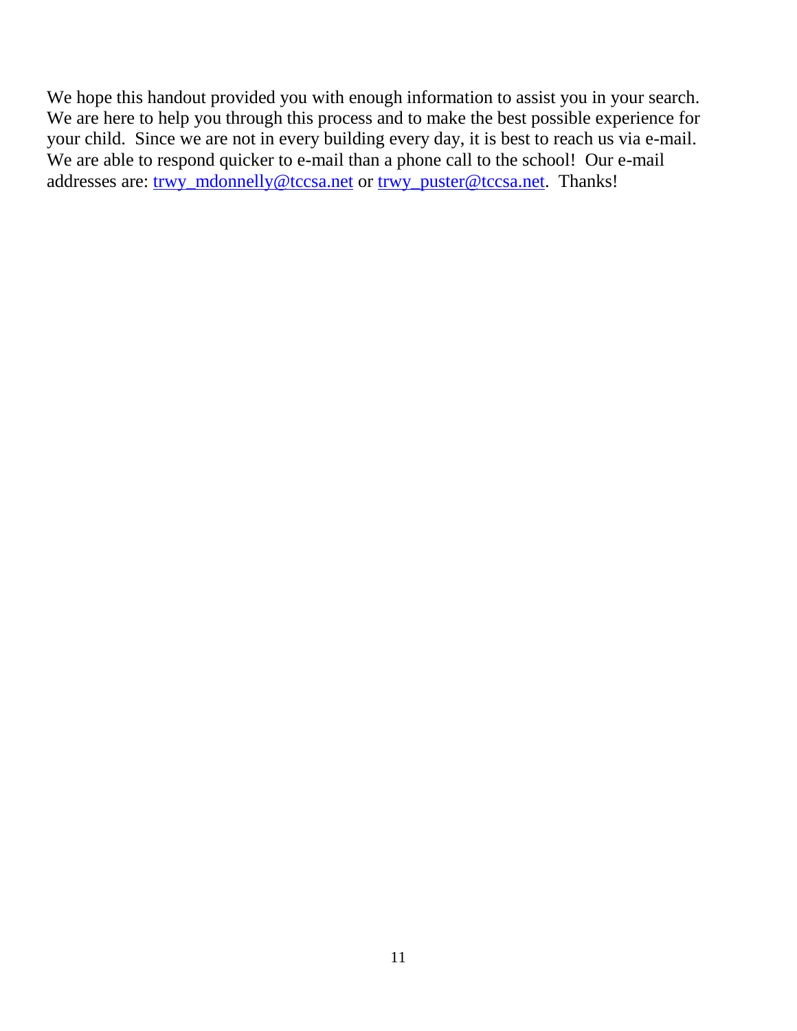We hope this handout provided you with enough information to assist you in your search. We are here to help you through this process and to make the best possible experience for your child. Since we are not in every building every day, it is best to reach us via e-mail. We are able to respond quicker to e-mail than a phone call to the school! Our e-mail addresses are: [trwy_mdonnelly@tccsa.net](mailto:trwy_mdonnelly@tccsa.net) or [trwy_puster@tccsa.net](mailto:trwy_puster@tccsa.net). Thanks!